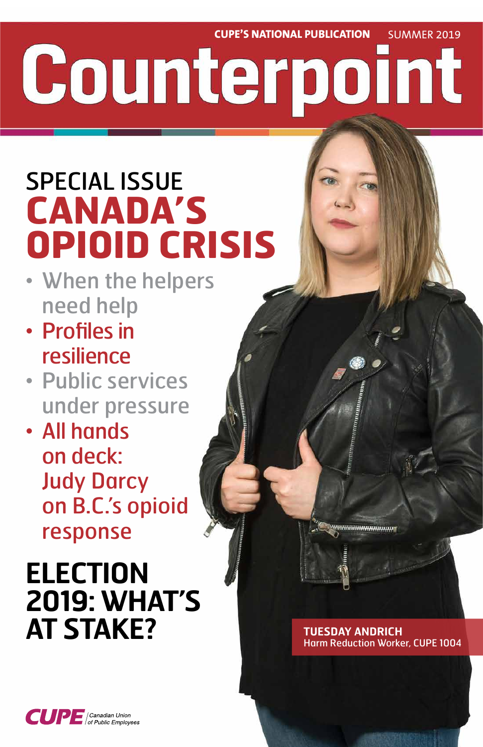CUPE'S NATIONAL PUBLICATION SUMMER 2019

# Counterpoint

## SPECIAL ISSUE CANADA'S OPIOID CRISIS

- When the helpers need help
- Profiles in resilience
- Public services under pressure
- All hands on deck: Judy Darcy on B.C.'s opioid response

## ELECTION 2019: WHAT'S AT STAKE?

**TUESDAY ANDRICH**
Harm Reduction Worker, CUPE 1004

CUPE Canadian Union of Public Employees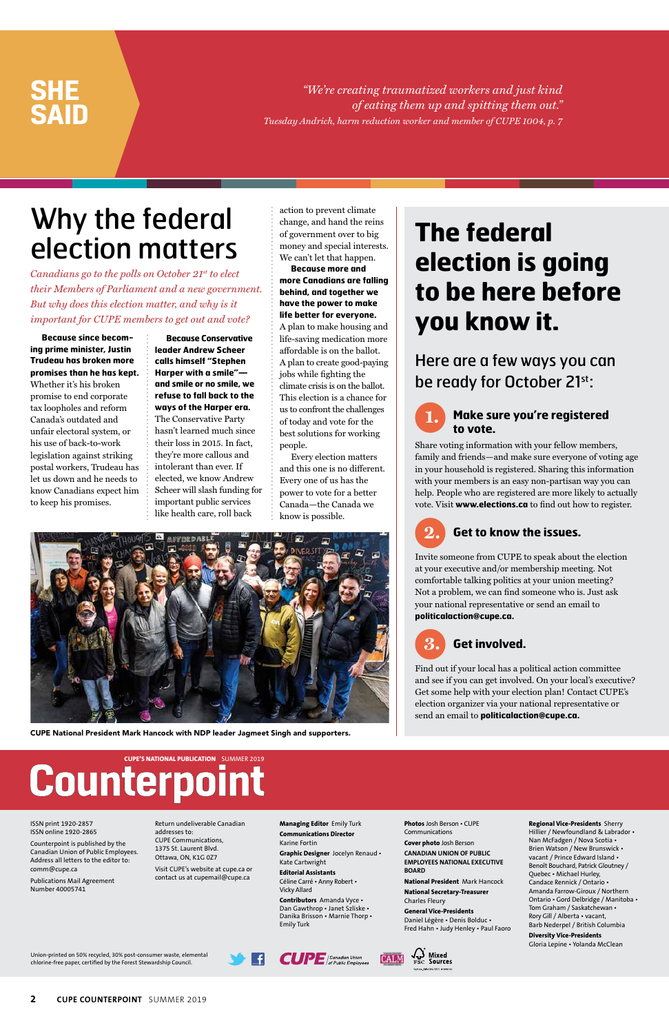## SHE SAID

*"We're creating traumatized workers and just kind of eating them up and spitting them out."*
*Tuesday Andrich, harm reduction worker and member of CUPE 1004, p. 7*

# Why the federal election matters

*Canadians go to the polls on October 21st to elect their Members of Parliament and a new government. But why does this election matter, and why is it important for CUPE members to get out and vote?*

**Because since becoming prime minister, Justin Trudeau has broken more promises than he has kept.** Whether it's his broken promise to end corporate tax loopholes and reform Canada's outdated and unfair electoral system, or his use of back-to-work legislation against striking postal workers, Trudeau has let us down and he needs to know Canadians expect him to keep his promises.

**Because Conservative leader Andrew Scheer calls himself "Stephen Harper with a smile"—and smile or no smile, we refuse to fall back to the ways of the Harper era.** The Conservative Party hasn't learned much since their loss in 2015. In fact, they're more callous and intolerant than ever. If elected, we know Andrew Scheer will slash funding for important public services like health care, roll back action to prevent climate change, and hand the reins of government over to big money and special interests. We can't let that happen.

**Because more and more Canadians are falling behind, and together we have the power to make life better for everyone.** A plan to make housing and life-saving medication more affordable is on the ballot. A plan to create good-paying jobs while fighting the climate crisis is on the ballot. This election is a chance for us to confront the challenges of today and vote for the best solutions for working people.

Every election matters and this one is no different. Every one of us has the power to vote for a better Canada—the Canada we know is possible.

CUPE National President Mark Hancock with NDP leader Jagmeet Singh and supporters.

# The federal election is going to be here before you know it.

## Here are a few ways you can be ready for October 21st:

### 1. Make sure you're registered to vote.

Share voting information with your fellow members, family and friends—and make sure everyone of voting age in your household is registered. Sharing this information with your members is an easy non-partisan way you can help. People who are registered are more likely to actually vote. Visit **www.elections.ca** to find out how to register.

### 2. Get to know the issues.

Invite someone from CUPE to speak about the election at your executive and/or membership meeting. Not comfortable talking politics at your union meeting? Not a problem, we can find someone who is. Just ask your national representative or send an email to **politicalaction@cupe.ca.**

### 3. Get involved.

Find out if your local has a political action committee and see if you can get involved. On your local's executive? Get some help with your election plan! Contact CUPE's election organizer via your national representative or send an email to **politicalaction@cupe.ca.**

---

**CUPE'S NATIONAL PUBLICATION** SUMMER 2019

# Counterpoint

ISSN print 1920-2857
ISSN online 1920-2865

Counterpoint is published by the Canadian Union of Public Employees. Address all letters to the editor to: comm@cupe.ca

Publications Mail Agreement Number 40005741

Return undeliverable Canadian addresses to:
CUPE Communications,
1375 St. Laurent Blvd.
Ottawa, ON, K1G 0Z7

Visit CUPE's website at cupe.ca or contact us at cupemail@cupe.ca

**Managing Editor** Emily Turk
**Communications Director** Karine Fortin
**Graphic Designer** Jocelyn Renaud • Kate Cartwright
**Editorial Assistants** Céline Carré • Anny Robert • Vicky Allard
**Contributors** Amanda Vyce • Dan Gawthrop • Janet Szliske • Danika Brisson • Marnie Thorp • Emily Turk

**Photos** Josh Berson • CUPE Communications
**Cover photo** Josh Berson

**CANADIAN UNION OF PUBLIC EMPLOYEES NATIONAL EXECUTIVE BOARD**
**National President** Mark Hancock
**National Secretary-Treasurer** Charles Fleury
**General Vice-Presidents** Daniel Légère • Denis Bolduc • Fred Hahn • Judy Henley • Paul Faoro

**Regional Vice-Presidents** Sherry Hillier / Newfoundland & Labrador • Nan McFadgen / Nova Scotia • Brien Watson / New Brunswick • vacant / Prince Edward Island • Benoît Bouchard, Patrick Gloutney / Quebec • Michael Hurley, Candace Rennick / Ontario • Amanda Farrow-Giroux / Northern Ontario • Gord Delbridge / Manitoba • Tom Graham / Saskatchewan • Rory Gill / Alberta • vacant, Barb Nederpel / British Columbia
**Diversity Vice-Presidents** Gloria Lepine • Yolanda McClean

Union-printed on 50% recycled, 30% post-consumer waste, elemental chlorine-free paper, certified by the Forest Stewardship Council.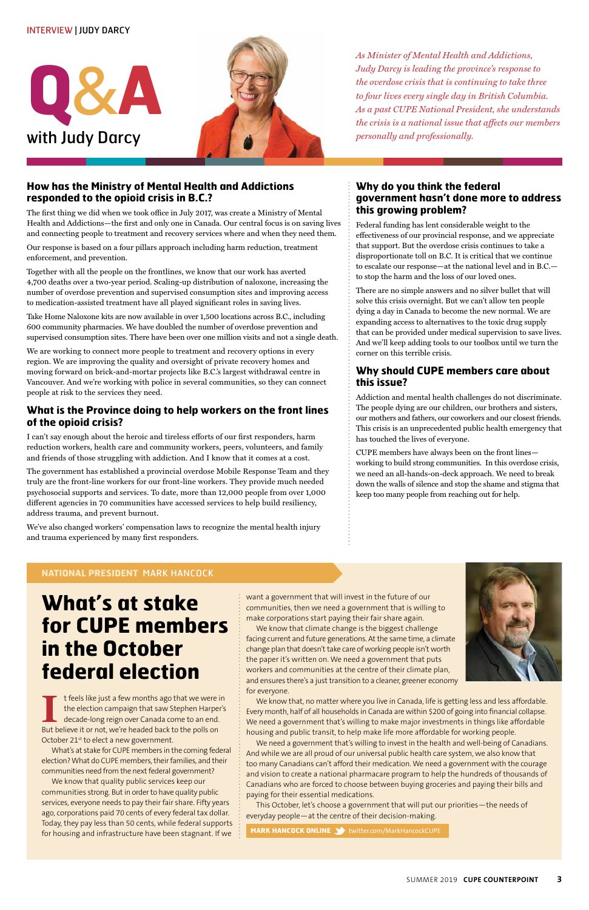INTERVIEW | JUDY DARCY

# Q&A with Judy Darcy

*As Minister of Mental Health and Addictions, Judy Darcy is leading the province's response to the overdose crisis that is continuing to take three to four lives every single day in British Columbia. As a past CUPE National President, she understands the crisis is a national issue that affects our members personally and professionally.*

### How has the Ministry of Mental Health and Addictions responded to the opioid crisis in B.C.?

The first thing we did when we took office in July 2017, was create a Ministry of Mental Health and Addictions—the first and only one in Canada. Our central focus is on saving lives and connecting people to treatment and recovery services where and when they need them.

Our response is based on a four pillars approach including harm reduction, treatment enforcement, and prevention.

Together with all the people on the frontlines, we know that our work has averted 4,700 deaths over a two-year period. Scaling-up distribution of naloxone, increasing the number of overdose prevention and supervised consumption sites and improving access to medication-assisted treatment have all played significant roles in saving lives.

Take Home Naloxone kits are now available in over 1,500 locations across B.C., including 600 community pharmacies. We have doubled the number of overdose prevention and supervised consumption sites. There have been over one million visits and not a single death.

We are working to connect more people to treatment and recovery options in every region. We are improving the quality and oversight of private recovery homes and moving forward on brick-and-mortar projects like B.C.'s largest withdrawal centre in Vancouver. And we're working with police in several communities, so they can connect people at risk to the services they need.

### What is the Province doing to help workers on the front lines of the opioid crisis?

I can't say enough about the heroic and tireless efforts of our first responders, harm reduction workers, health care and community workers, peers, volunteers, and family and friends of those struggling with addiction. And I know that it comes at a cost.

The government has established a provincial overdose Mobile Response Team and they truly are the front-line workers for our front-line workers. They provide much needed psychosocial supports and services. To date, more than 12,000 people from over 1,000 different agencies in 70 communities have accessed services to help build resiliency, address trauma, and prevent burnout.

We've also changed workers' compensation laws to recognize the mental health injury and trauma experienced by many first responders.

### Why do you think the federal government hasn't done more to address this growing problem?

Federal funding has lent considerable weight to the effectiveness of our provincial response, and we appreciate that support. But the overdose crisis continues to take a disproportionate toll on B.C. It is critical that we continue to escalate our response—at the national level and in B.C.—to stop the harm and the loss of our loved ones.

There are no simple answers and no silver bullet that will solve this crisis overnight. But we can't allow ten people dying a day in Canada to become the new normal. We are expanding access to alternatives to the toxic drug supply that can be provided under medical supervision to save lives. And we'll keep adding tools to our toolbox until we turn the corner on this terrible crisis.

### Why should CUPE members care about this issue?

Addiction and mental health challenges do not discriminate. The people dying are our children, our brothers and sisters, our mothers and fathers, our coworkers and our closest friends. This crisis is an unprecedented public health emergency that has touched the lives of everyone.

CUPE members have always been on the front lines—working to build strong communities. In this overdose crisis, we need an all-hands-on-deck approach. We need to break down the walls of silence and stop the shame and stigma that keep too many people from reaching out for help.

---

NATIONAL PRESIDENT MARK HANCOCK

# What's at stake for CUPE members in the October federal election

It feels like just a few months ago that we were in the election campaign that saw Stephen Harper's decade-long reign over Canada come to an end. But believe it or not, we're headed back to the polls on October 21st to elect a new government.

What's at stake for CUPE members in the coming federal election? What do CUPE members, their families, and their communities need from the next federal government?

We know that quality public services keep our communities strong. But in order to have quality public services, everyone needs to pay their fair share. Fifty years ago, corporations paid 70 cents of every federal tax dollar. Today, they pay less than 50 cents, while federal supports for housing and infrastructure have been stagnant. If we want a government that will invest in the future of our communities, then we need a government that is willing to make corporations start paying their fair share again.

We know that climate change is the biggest challenge facing current and future generations. At the same time, a climate change plan that doesn't take care of working people isn't worth the paper it's written on. We need a government that puts workers and communities at the centre of their climate plan, and ensures there's a just transition to a cleaner, greener economy for everyone.

We know that, no matter where you live in Canada, life is getting less and less affordable. Every month, half of all households in Canada are within $200 of going into financial collapse. We need a government that's willing to make major investments in things like affordable housing and public transit, to help make life more affordable for working people.

We need a government that's willing to invest in the health and well-being of Canadians. And while we are all proud of our universal public health care system, we also know that too many Canadians can't afford their medication. We need a government with the courage and vision to create a national pharmacare program to help the hundreds of thousands of Canadians who are forced to choose between buying groceries and paying their bills and paying for their essential medications.

This October, let's choose a government that will put our priorities—the needs of everyday people—at the centre of their decision-making.

MARK HANCOCK ONLINE twitter.com/MarkHancockCUPE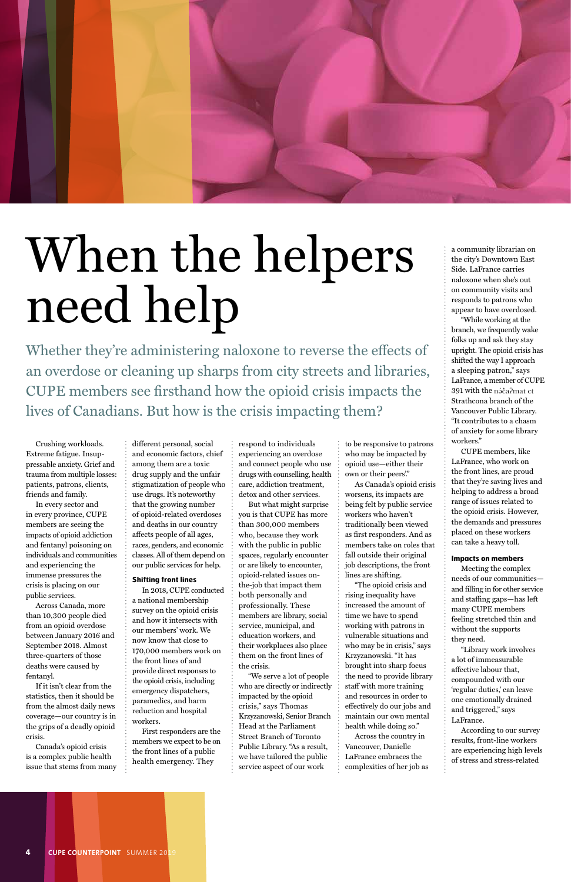# When the helpers need help

Whether they're administering naloxone to reverse the effects of an overdose or cleaning up sharps from city streets and libraries, CUPE members see firsthand how the opioid crisis impacts the lives of Canadians. But how is the crisis impacting them?

Crushing workloads. Extreme fatigue. Insuppressable anxiety. Grief and trauma from multiple losses: patients, patrons, clients, friends and family.

In every sector and in every province, CUPE members are seeing the impacts of opioid addiction and fentanyl poisoning on individuals and communities and experiencing the immense pressures the crisis is placing on our public services.

Across Canada, more than 10,300 people died from an opioid overdose between January 2016 and September 2018. Almost three-quarters of those deaths were caused by fentanyl.

If it isn't clear from the statistics, then it should be from the almost daily news coverage—our country is in the grips of a deadly opioid crisis.

Canada's opioid crisis is a complex public health issue that stems from many different personal, social and economic factors, chief among them are a toxic drug supply and the unfair stigmatization of people who use drugs. It's noteworthy that the growing number of opioid-related overdoses and deaths in our country affects people of all ages, races, genders, and economic classes. All of them depend on our public services for help.

### Shifting front lines

In 2018, CUPE conducted a national membership survey on the opioid crisis and how it intersects with our members' work. We now know that close to 170,000 members work on the front lines of and provide direct responses to the opioid crisis, including emergency dispatchers, paramedics, and harm reduction and hospital workers.

First responders are the members we expect to be on the front lines of a public health emergency. They respond to individuals experiencing an overdose and connect people who use drugs with counselling, health care, addiction treatment, detox and other services.

But what might surprise you is that CUPE has more than 300,000 members who, because they work with the public in public spaces, regularly encounter or are likely to encounter, opioid-related issues on-the-job that impact them both personally and professionally. These members are library, social service, municipal, and education workers, and their workplaces also place them on the front lines of the crisis.

"We serve a lot of people who are directly or indirectly impacted by the opioid crisis," says Thomas Krzyzanowski, Senior Branch Head at the Parliament Street Branch of Toronto Public Library. "As a result, we have tailored the public service aspect of our work to be responsive to patrons who may be impacted by opioid use—either their own or their peers'."

As Canada's opioid crisis worsens, its impacts are being felt by public service workers who haven't traditionally been viewed as first responders. And as members take on roles that fall outside their original job descriptions, the front lines are shifting.

"The opioid crisis and rising inequality have increased the amount of time we have to spend working with patrons in vulnerable situations and who may be in crisis," says Krzyzanowski. "It has brought into sharp focus the need to provide library staff with more training and resources in order to effectively do our jobs and maintain our own mental health while doing so."

Across the country in Vancouver, Danielle LaFrance embraces the complexities of her job as a community librarian on the city's Downtown East Side. LaFrance carries naloxone when she's out on community visits and responds to patrons who appear to have overdosed.

"While working at the branch, we frequently wake folks up and ask they stay upright. The opioid crisis has shifted the way I approach a sleeping patron," says LaFrance, a member of CUPE 391 with the nə́c̓aʔmat ct Strathcona branch of the Vancouver Public Library. "It contributes to a chasm of anxiety for some library workers."

CUPE members, like LaFrance, who work on the front lines, are proud that they're saving lives and helping to address a broad range of issues related to the opioid crisis. However, the demands and pressures placed on these workers can take a heavy toll.

### Impacts on members

Meeting the complex needs of our communities—and filling in for other service and staffing gaps—has left many CUPE members feeling stretched thin and without the supports they need.

"Library work involves a lot of immeasurable affective labour that, compounded with our 'regular duties,' can leave one emotionally drained and triggered," says LaFrance.

According to our survey results, front-line workers are experiencing high levels of stress and stress-related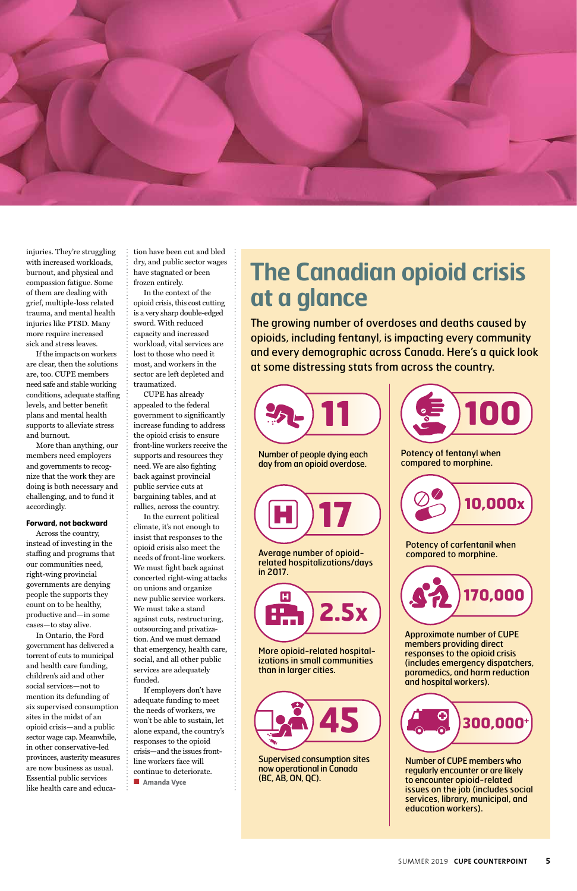injuries. They're struggling with increased workloads, burnout, and physical and compassion fatigue. Some of them are dealing with grief, multiple-loss related trauma, and mental health injuries like PTSD. Many more require increased sick and stress leaves.

If the impacts on workers are clear, then the solutions are, too. CUPE members need safe and stable working conditions, adequate staffing levels, and better benefit plans and mental health supports to alleviate stress and burnout.

More than anything, our members need employers and governments to recognize that the work they are doing is both necessary and challenging, and to fund it accordingly.

**Forward, not backward**

Across the country, instead of investing in the staffing and programs that our communities need, right-wing provincial governments are denying people the supports they count on to be healthy, productive and—in some cases—to stay alive.

In Ontario, the Ford government has delivered a torrent of cuts to municipal and health care funding, children's aid and other social services—not to mention its defunding of six supervised consumption sites in the midst of an opioid crisis—and a public sector wage cap. Meanwhile, in other conservative-led provinces, austerity measures are now business as usual. Essential public services like health care and education have been cut and bled dry, and public sector wages have stagnated or been frozen entirely.

In the context of the opioid crisis, this cost cutting is a very sharp double-edged sword. With reduced capacity and increased workload, vital services are lost to those who need it most, and workers in the sector are left depleted and traumatized.

CUPE has already appealed to the federal government to significantly increase funding to address the opioid crisis to ensure front-line workers receive the supports and resources they need. We are also fighting back against provincial public service cuts at bargaining tables, and at rallies, across the country.

In the current political climate, it's not enough to insist that responses to the opioid crisis also meet the needs of front-line workers. We must fight back against concerted right-wing attacks on unions and organize new public service workers. We must take a stand against cuts, restructuring, outsourcing and privatization. And we must demand that emergency, health care, social, and all other public services are adequately funded.

If employers don't have adequate funding to meet the needs of workers, we won't be able to sustain, let alone expand, the country's responses to the opioid crisis—and the issues front-line workers face will continue to deteriorate.

■ Amanda Vyce

# The Canadian opioid crisis at a glance

The growing number of overdoses and deaths caused by opioids, including fentanyl, is impacting every community and every demographic across Canada. Here's a quick look at some distressing stats from across the country.

**11**

Number of people dying each day from an opioid overdose.

**17**

Average number of opioid-related hospitalizations/days in 2017.

**2.5x**

More opioid-related hospitalizations in small communities than in larger cities.

**45**

Supervised consumption sites now operational in Canada (BC, AB, ON, QC).

**100**

Potency of fentanyl when compared to morphine.

**10,000x**

Potency of carfentanil when compared to morphine.

**170,000**

Approximate number of CUPE members providing direct responses to the opioid crisis (includes emergency dispatchers, paramedics, and harm reduction and hospital workers).

**300,000+**

Number of CUPE members who regularly encounter or are likely to encounter opioid-related issues on the job (includes social services, library, municipal, and education workers).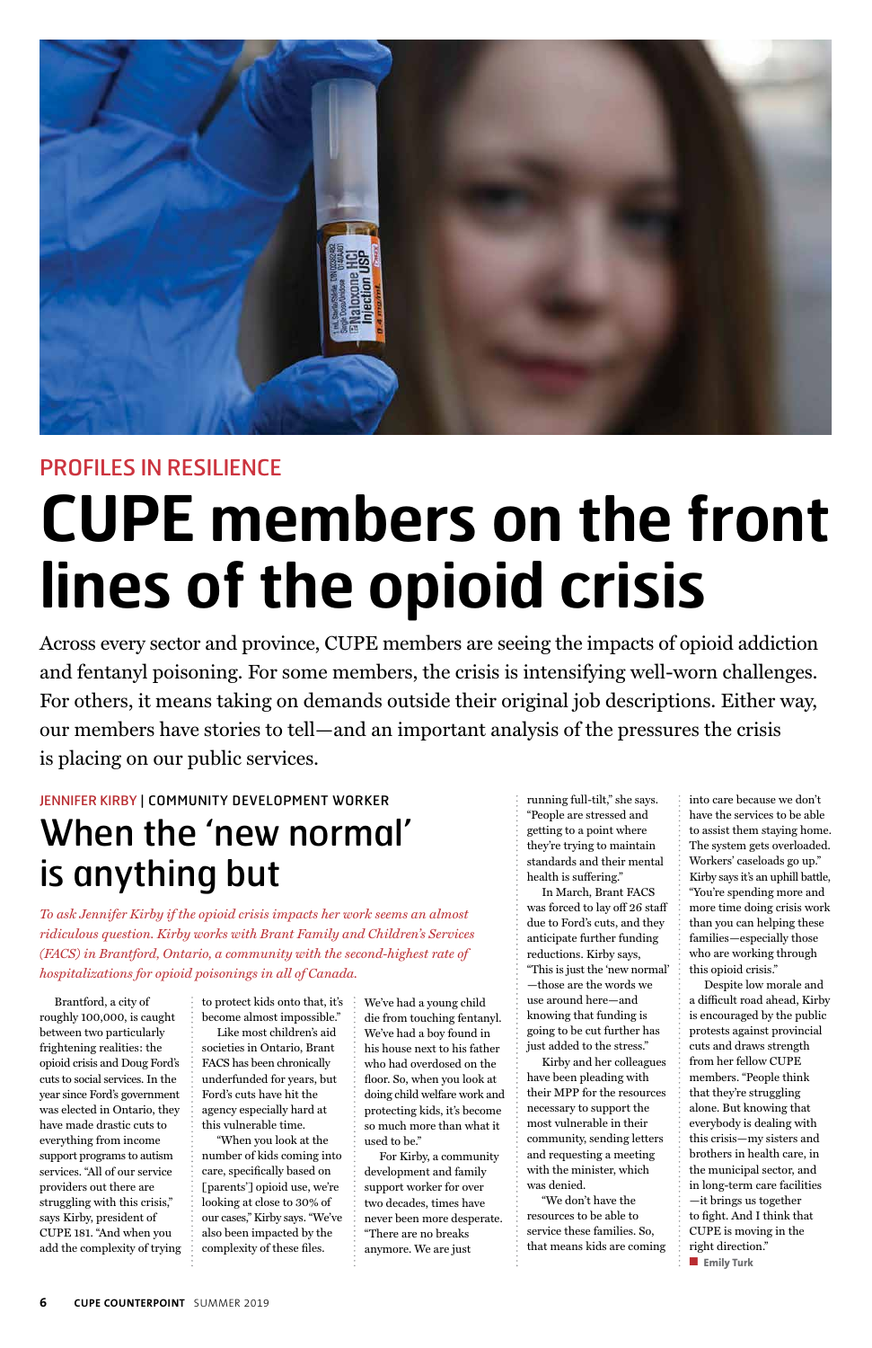PROFILES IN RESILIENCE

# CUPE members on the front lines of the opioid crisis

Across every sector and province, CUPE members are seeing the impacts of opioid addiction and fentanyl poisoning. For some members, the crisis is intensifying well-worn challenges. For others, it means taking on demands outside their original job descriptions. Either way, our members have stories to tell—and an important analysis of the pressures the crisis is placing on our public services.

JENNIFER KIRBY | COMMUNITY DEVELOPMENT WORKER

## When the 'new normal' is anything but

*To ask Jennifer Kirby if the opioid crisis impacts her work seems an almost ridiculous question. Kirby works with Brant Family and Children's Services (FACS) in Brantford, Ontario, a community with the second-highest rate of hospitalizations for opioid poisonings in all of Canada.*

Brantford, a city of roughly 100,000, is caught between two particularly frightening realities: the opioid crisis and Doug Ford's cuts to social services. In the year since Ford's government was elected in Ontario, they have made drastic cuts to everything from income support programs to autism services. "All of our service providers out there are struggling with this crisis," says Kirby, president of CUPE 181. "And when you add the complexity of trying to protect kids onto that, it's become almost impossible."

Like most children's aid societies in Ontario, Brant FACS has been chronically underfunded for years, but Ford's cuts have hit the agency especially hard at this vulnerable time.

"When you look at the number of kids coming into care, specifically based on [parents'] opioid use, we're looking at close to 30% of our cases," Kirby says. "We've also been impacted by the complexity of these files. We've had a young child die from touching fentanyl. We've had a boy found in his house next to his father who had overdosed on the floor. So, when you look at doing child welfare work and protecting kids, it's become so much more than what it used to be."

For Kirby, a community development and family support worker for over two decades, times have never been more desperate. "There are no breaks anymore. We are just running full-tilt," she says. "People are stressed and getting to a point where they're trying to maintain standards and their mental health is suffering."

In March, Brant FACS was forced to lay off 26 staff due to Ford's cuts, and they anticipate further funding reductions. Kirby says, "This is just the 'new normal'—those are the words we use around here—and knowing that funding is going to be cut further has just added to the stress."

Kirby and her colleagues have been pleading with their MPP for the resources necessary to support the most vulnerable in their community, sending letters and requesting a meeting with the minister, which was denied.

"We don't have the resources to be able to service these families. So, that means kids are coming into care because we don't have the services to be able to assist them staying home. The system gets overloaded. Workers' caseloads go up." Kirby says it's an uphill battle, "You're spending more and more time doing crisis work than you can helping these families—especially those who are working through this opioid crisis."

Despite low morale and a difficult road ahead, Kirby is encouraged by the public protests against provincial cuts and draws strength from her fellow CUPE members. "People think that they're struggling alone. But knowing that everybody is dealing with this crisis—my sisters and brothers in health care, in the municipal sector, and in long-term care facilities—it brings us together to fight. And I think that CUPE is moving in the right direction."

■ **Emily Turk**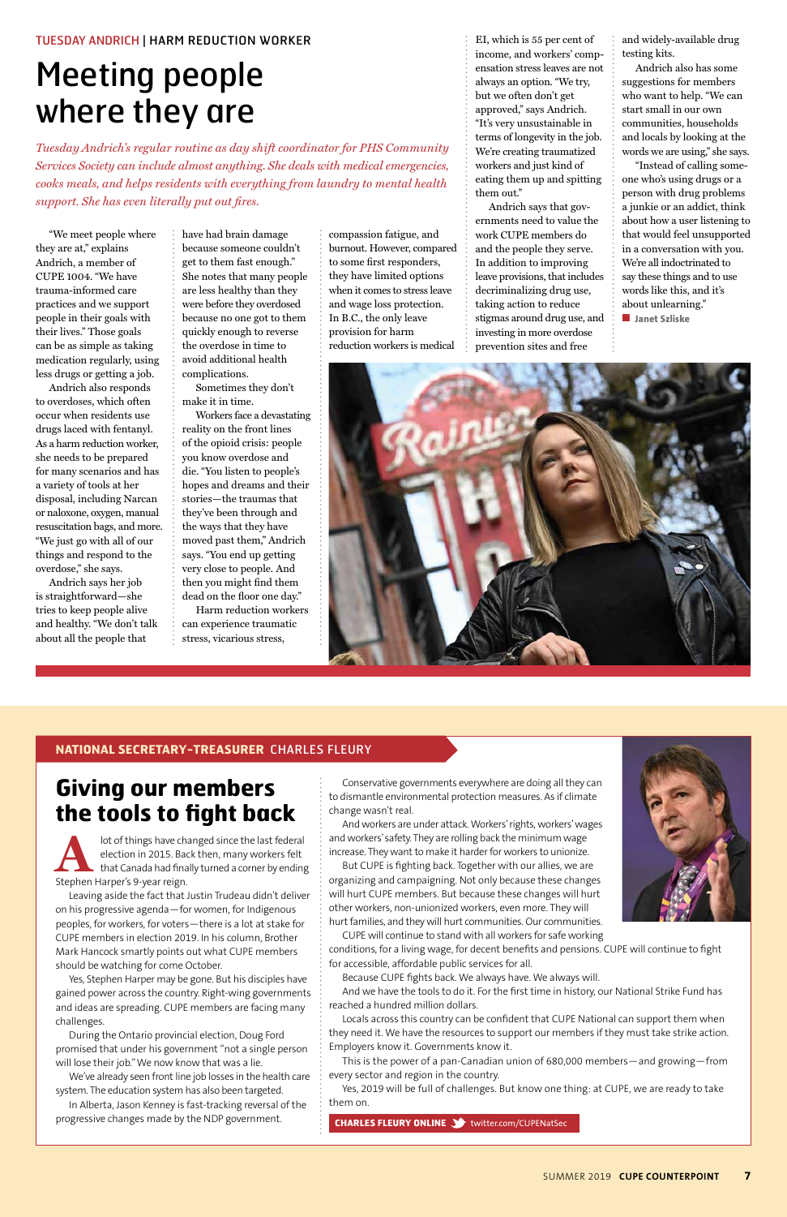TUESDAY ANDRICH | HARM REDUCTION WORKER

# Meeting people where they are

*Tuesday Andrich's regular routine as day shift coordinator for PHS Community Services Society can include almost anything. She deals with medical emergencies, cooks meals, and helps residents with everything from laundry to mental health support. She has even literally put out fires.*

"We meet people where they are at," explains Andrich, a member of CUPE 1004. "We have trauma-informed care practices and we support people in their goals with their lives." Those goals can be as simple as taking medication regularly, using less drugs or getting a job.

Andrich also responds to overdoses, which often occur when residents use drugs laced with fentanyl. As a harm reduction worker, she needs to be prepared for many scenarios and has a variety of tools at her disposal, including Narcan or naloxone, oxygen, manual resuscitation bags, and more. "We just go with all of our things and respond to the overdose," she says.

Andrich says her job is straightforward—she tries to keep people alive and healthy. "We don't talk about all the people that have had brain damage because someone couldn't get to them fast enough." She notes that many people are less healthy than they were before they overdosed because no one got to them quickly enough to reverse the overdose in time to avoid additional health complications.

Sometimes they don't make it in time.

Workers face a devastating reality on the front lines of the opioid crisis: people you know overdose and die. "You listen to people's hopes and dreams and their stories—the traumas that they've been through and the ways that they have moved past them," Andrich says. "You end up getting very close to people. And then you might find them dead on the floor one day."

Harm reduction workers can experience traumatic stress, vicarious stress, compassion fatigue, and burnout. However, compared to some first responders, they have limited options when it comes to stress leave and wage loss protection. In B.C., the only leave provision for harm reduction workers is medical EI, which is 55 per cent of income, and workers' compensation stress leaves are not always an option. "We try, but we often don't get approved," says Andrich. "It's very unsustainable in terms of longevity in the job. We're creating traumatized workers and just kind of eating them up and spitting them out."

Andrich says that governments need to value the work CUPE members do and the people they serve. In addition to improving leave provisions, that includes decriminalizing drug use, taking action to reduce stigmas around drug use, and investing in more overdose prevention sites and free and widely-available drug testing kits.

Andrich also has some suggestions for members who want to help. "We can start small in our own communities, households and locals by looking at the words we are using," she says.

"Instead of calling someone who's using drugs or a person with drug problems a junkie or an addict, think about how a user listening to that would feel unsupported in a conversation with you. We're all indoctrinated to say these things and to use words like this, and it's about unlearning."

■ **Janet Szliske**

---

**NATIONAL SECRETARY-TREASURER** CHARLES FLEURY

# Giving our members the tools to fight back

A lot of things have changed since the last federal election in 2015. Back then, many workers felt that Canada had finally turned a corner by ending Stephen Harper's 9-year reign.

Leaving aside the fact that Justin Trudeau didn't deliver on his progressive agenda—for women, for Indigenous peoples, for workers, for voters—there is a lot at stake for CUPE members in election 2019. In his column, Brother Mark Hancock smartly points out what CUPE members should be watching for come October.

Yes, Stephen Harper may be gone. But his disciples have gained power across the country. Right-wing governments and ideas are spreading. CUPE members are facing many challenges.

During the Ontario provincial election, Doug Ford promised that under his government "not a single person will lose their job." We now know that was a lie.

We've already seen front line job losses in the health care system. The education system has also been targeted.

In Alberta, Jason Kenney is fast-tracking reversal of the progressive changes made by the NDP government.

Conservative governments everywhere are doing all they can to dismantle environmental protection measures. As if climate change wasn't real.

And workers are under attack. Workers' rights, workers' wages and workers' safety. They are rolling back the minimum wage increase. They want to make it harder for workers to unionize.

But CUPE is fighting back. Together with our allies, we are organizing and campaigning. Not only because these changes will hurt CUPE members. But because these changes will hurt other workers, non-unionized workers, even more. They will hurt families, and they will hurt communities. Our communities.

CUPE will continue to stand with all workers for safe working conditions, for a living wage, for decent benefits and pensions. CUPE will continue to fight for accessible, affordable public services for all.

Because CUPE fights back. We always have. We always will.

And we have the tools to do it. For the first time in history, our National Strike Fund has reached a hundred million dollars.

Locals across this country can be confident that CUPE National can support them when they need it. We have the resources to support our members if they must take strike action. Employers know it. Governments know it.

This is the power of a pan-Canadian union of 680,000 members—and growing—from every sector and region in the country.

Yes, 2019 will be full of challenges. But know one thing: at CUPE, we are ready to take them on.

**CHARLES FLEURY ONLINE** twitter.com/CUPENatSec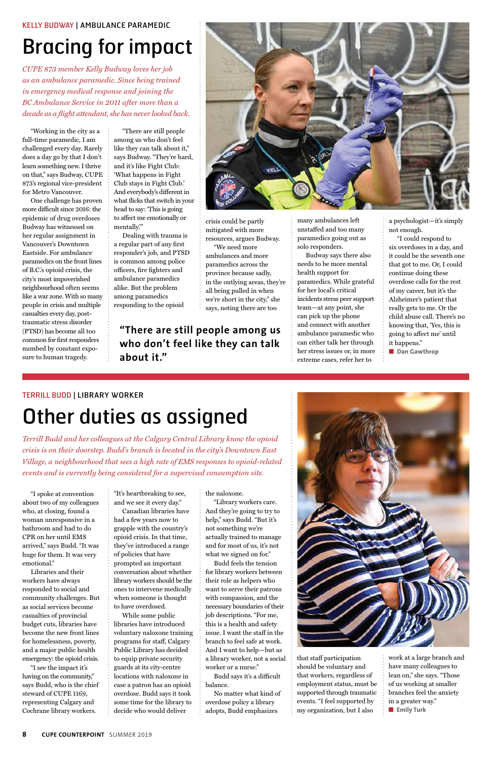KELLY BUDWAY | AMBULANCE PARAMEDIC

# Bracing for impact

*CUPE 873 member Kelly Budway loves her job as an ambulance paramedic. Since being trained in emergency medical response and joining the BC Ambulance Service in 2011 after more than a decade as a flight attendant, she has never looked back.*

"Working in the city as a full-time paramedic, I am challenged every day. Rarely does a day go by that I don't learn something new. I thrive on that," says Budway, CUPE 873's regional vice-president for Metro Vancouver.

One challenge has proven more difficult since 2016: the epidemic of drug overdoses Budway has witnessed on her regular assignment in Vancouver's Downtown Eastside. For ambulance paramedics on the front lines of B.C.'s opioid crisis, the city's most impoverished neighbourhood often seems like a war zone. With so many people in crisis and multiple casualties every day, post-traumatic stress disorder (PTSD) has become all too common for first responders numbed by constant exposure to human tragedy.

"There are still people among us who don't feel like they can talk about it," says Budway. "They're hard, and it's like Fight Club: 'What happens in Fight Club stays in Fight Club.' And everybody's different in what flicks that switch in your head to say: 'This is going to affect me emotionally or mentally.'"

Dealing with trauma is a regular part of any first responder's job, and PTSD is common among police officers, fire fighters and ambulance paramedics alike. But the problem among paramedics responding to the opioid crisis could be partly mitigated with more resources, argues Budway.

"We need more ambulances and more paramedics across the province because sadly, in the outlying areas, they're all being pulled in when we're short in the city," she says, noting there are too many ambulances left unstaffed and too many paramedics going out as solo responders.

Budway says there also needs to be more mental health support for paramedics. While grateful for her local's critical incidents stress peer support team—at any point, she can pick up the phone and connect with another ambulance paramedic who can either talk her through her stress issues or, in more extreme cases, refer her to a psychologist—it's simply not enough.

"I could respond to six overdoses in a day, and it could be the seventh one that got to me. Or, I could continue doing these overdose calls for the rest of my career, but it's the Alzheimer's patient that really gets to me. Or the child abuse call. There's no knowing that, 'Yes, this is going to affect me' until it happens."

**"There are still people among us who don't feel like they can talk about it."**

**Dan Gawthrop**

---

TERRILL BUDD | LIBRARY WORKER

# Other duties as assigned

*Terrill Budd and her colleagues at the Calgary Central Library know the opioid crisis is on their doorstep. Budd's branch is located in the city's Downtown East Village, a neighbourhood that sees a high rate of EMS responses to opioid-related events and is currently being considered for a supervised consumption site.*

"I spoke at convention about two of my colleagues who, at closing, found a woman unresponsive in a bathroom and had to do CPR on her until EMS arrived," says Budd. "It was huge for them. It was very emotional."

Libraries and their workers have always responded to social and community challenges. But as social services become casualties of provincial budget cuts, libraries have become the new front lines for homelessness, poverty, and a major public health emergency: the opioid crisis.

"I see the impact it's having on the community," says Budd, who is the chief steward of CUPE 1169, representing Calgary and Cochrane library workers. "It's heartbreaking to see, and we see it every day."

Canadian libraries have had a few years now to grapple with the country's opioid crisis. In that time, they've introduced a range of policies that have prompted an important conversation about whether library workers should be the ones to intervene medically when someone is thought to have overdosed.

While some public libraries have introduced voluntary naloxone training programs for staff, Calgary Public Library has decided to equip private security guards at its city-centre locations with naloxone in case a patron has an opioid overdose. Budd says it took some time for the library to decide who would deliver the naloxone.

"Library workers care. And they're going to try to help," says Budd. "But it's not something we're actually trained to manage and for most of us, it's not what we signed on for."

Budd feels the tension for library workers between their role as helpers who want to serve their patrons with compassion, and the necessary boundaries of their job descriptions. "For me, this is a health and safety issue. I want the staff in the branch to feel safe at work. And I want to help—but as a library worker, not a social worker or a nurse."

Budd says it's a difficult balance.

No matter what kind of overdose policy a library adopts, Budd emphasizes that staff participation should be voluntary and that workers, regardless of employment status, must be supported through traumatic events. "I feel supported by my organization, but I also work at a large branch and have many colleagues to lean on," she says. "Those of us working at smaller branches feel the anxiety in a greater way."

**Emily Turk**